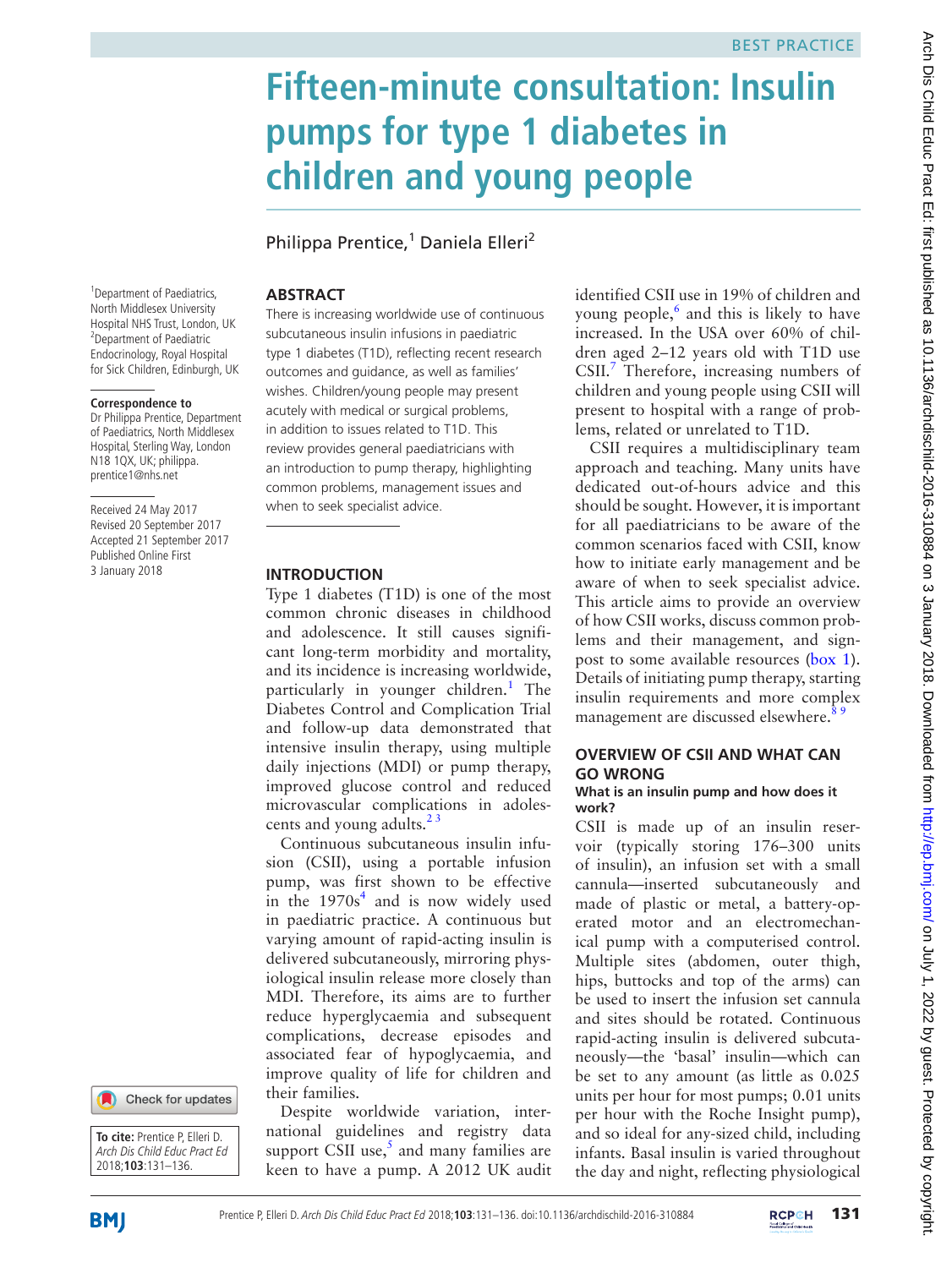BEST PRACTICE

# Fifteen-minute consultation: Insulin pumps for type 1 diabetes in children and young people

Philippa Prentice,[1] Daniela Elleri[2]

[1]Department of Paediatrics, North Middlesex University Hospital NHS Trust, London, UK
[2]Department of Paediatric Endocrinology, Royal Hospital for Sick Children, Edinburgh, UK

**Correspondence to**
Dr Philippa Prentice, Department of Paediatrics, North Middlesex Hospital, Sterling Way, London N18 1QX, UK; philippa.prentice1@nhs.net

Received 24 May 2017
Revised 20 September 2017
Accepted 21 September 2017
Published Online First 3 January 2018

**To cite:** Prentice P, Elleri D. *Arch Dis Child Educ Pract Ed* 2018;**103**:131–136.

## ABSTRACT

There is increasing worldwide use of continuous subcutaneous insulin infusions in paediatric type 1 diabetes (T1D), reflecting recent research outcomes and guidance, as well as families' wishes. Children/young people may present acutely with medical or surgical problems, in addition to issues related to T1D. This review provides general paediatricians with an introduction to pump therapy, highlighting common problems, management issues and when to seek specialist advice.

## INTRODUCTION

Type 1 diabetes (T1D) is one of the most common chronic diseases in childhood and adolescence. It still causes significant long-term morbidity and mortality, and its incidence is increasing worldwide, particularly in younger children.[1] The Diabetes Control and Complication Trial and follow-up data demonstrated that intensive insulin therapy, using multiple daily injections (MDI) or pump therapy, improved glucose control and reduced microvascular complications in adolescents and young adults.[2,3]

Continuous subcutaneous insulin infusion (CSII), using a portable infusion pump, was first shown to be effective in the 1970s[4] and is now widely used in paediatric practice. A continuous but varying amount of rapid-acting insulin is delivered subcutaneously, mirroring physiological insulin release more closely than MDI. Therefore, its aims are to further reduce hyperglycaemia and subsequent complications, decrease episodes and associated fear of hypoglycaemia, and improve quality of life for children and their families.

Despite worldwide variation, international guidelines and registry data support CSII use,[5] and many families are keen to have a pump. A 2012 UK audit identified CSII use in 19% of children and young people,[6] and this is likely to have increased. In the USA over 60% of children aged 2–12 years old with T1D use CSII.[7] Therefore, increasing numbers of children and young people using CSII will present to hospital with a range of problems, related or unrelated to T1D.

CSII requires a multidisciplinary team approach and teaching. Many units have dedicated out-of-hours advice and this should be sought. However, it is important for all paediatricians to be aware of the common scenarios faced with CSII, know how to initiate early management and be aware of when to seek specialist advice. This article aims to provide an overview of how CSII works, discuss common problems and their management, and signpost to some available resources (box 1). Details of initiating pump therapy, starting insulin requirements and more complex management are discussed elsewhere.[8,9]

## OVERVIEW OF CSII AND WHAT CAN GO WRONG

### What is an insulin pump and how does it work?

CSII is made up of an insulin reservoir (typically storing 176–300 units of insulin), an infusion set with a small cannula—inserted subcutaneously and made of plastic or metal, a battery-operated motor and an electromechanical pump with a computerised control. Multiple sites (abdomen, outer thigh, hips, buttocks and top of the arms) can be used to insert the infusion set cannula and sites should be rotated. Continuous rapid-acting insulin is delivered subcutaneously—the 'basal' insulin—which can be set to any amount (as little as 0.025 units per hour for most pumps; 0.01 units per hour with the Roche Insight pump), and so ideal for any-sized child, including infants. Basal insulin is varied throughout the day and night, reflecting physiological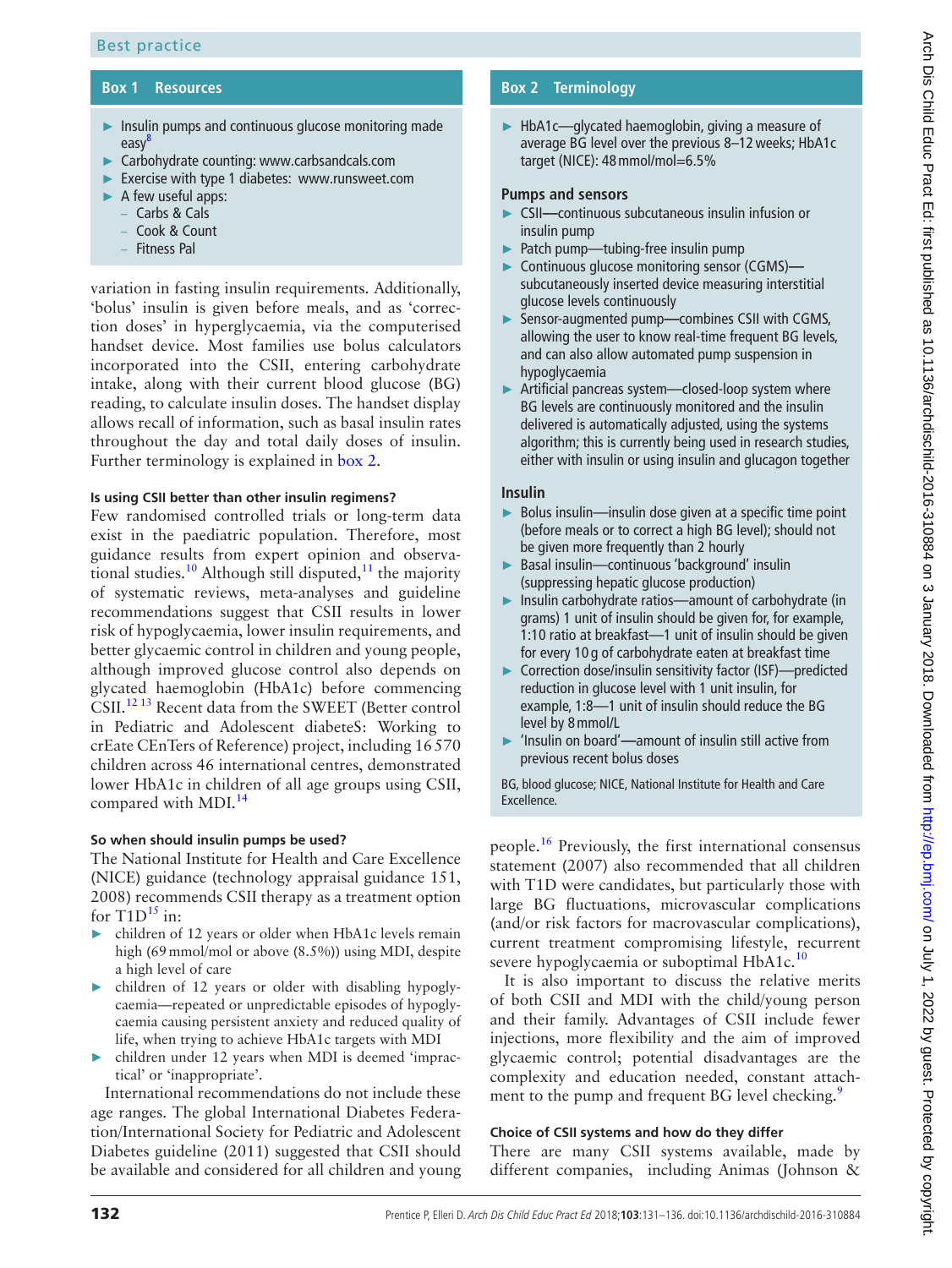## Box 1 Resources

- Insulin pumps and continuous glucose monitoring made easy[8]
- Carbohydrate counting: www.carbsandcals.com
- Exercise with type 1 diabetes: www.runsweet.com
- A few useful apps:
  - Carbs & Cals
  - Cook & Count
  - Fitness Pal

variation in fasting insulin requirements. Additionally, 'bolus' insulin is given before meals, and as 'correction doses' in hyperglycaemia, via the computerised handset device. Most families use bolus calculators incorporated into the CSII, entering carbohydrate intake, along with their current blood glucose (BG) reading, to calculate insulin doses. The handset display allows recall of information, such as basal insulin rates throughout the day and total daily doses of insulin. Further terminology is explained in box 2.

#### Is using CSII better than other insulin regimens?

Few randomised controlled trials or long-term data exist in the paediatric population. Therefore, most guidance results from expert opinion and observational studies.[10] Although still disputed,[11] the majority of systematic reviews, meta-analyses and guideline recommendations suggest that CSII results in lower risk of hypoglycaemia, lower insulin requirements, and better glycaemic control in children and young people, although improved glucose control also depends on glycated haemoglobin (HbA1c) before commencing CSII.[12,13] Recent data from the SWEET (Better control in Pediatric and Adolescent diabeteS: Working to crEate CEnTers of Reference) project, including 16 570 children across 46 international centres, demonstrated lower HbA1c in children of all age groups using CSII, compared with MDI.[14]

#### So when should insulin pumps be used?

The National Institute for Health and Care Excellence (NICE) guidance (technology appraisal guidance 151, 2008) recommends CSII therapy as a treatment option for T1D[15] in:

- children of 12 years or older when HbA1c levels remain high (69 mmol/mol or above (8.5%)) using MDI, despite a high level of care
- children of 12 years or older with disabling hypoglycaemia—repeated or unpredictable episodes of hypoglycaemia causing persistent anxiety and reduced quality of life, when trying to achieve HbA1c targets with MDI
- children under 12 years when MDI is deemed 'impractical' or 'inappropriate'.

International recommendations do not include these age ranges. The global International Diabetes Federation/International Society for Pediatric and Adolescent Diabetes guideline (2011) suggested that CSII should be available and considered for all children and young people.[16] Previously, the first international consensus statement (2007) also recommended that all children with T1D were candidates, but particularly those with large BG fluctuations, microvascular complications (and/or risk factors for macrovascular complications), current treatment compromising lifestyle, recurrent severe hypoglycaemia or suboptimal HbA1c.[10]

It is also important to discuss the relative merits of both CSII and MDI with the child/young person and their family. Advantages of CSII include fewer injections, more flexibility and the aim of improved glycaemic control; potential disadvantages are the complexity and education needed, constant attachment to the pump and frequent BG level checking.[9]

## Box 2 Terminology

- HbA1c—glycated haemoglobin, giving a measure of average BG level over the previous 8–12 weeks; HbA1c target (NICE): 48 mmol/mol=6.5%

**Pumps and sensors**

- CSII—continuous subcutaneous insulin infusion or insulin pump
- Patch pump—tubing-free insulin pump
- Continuous glucose monitoring sensor (CGMS)—subcutaneously inserted device measuring interstitial glucose levels continuously
- Sensor-augmented pump—combines CSII with CGMS, allowing the user to know real-time frequent BG levels, and can also allow automated pump suspension in hypoglycaemia
- Artificial pancreas system—closed-loop system where BG levels are continuously monitored and the insulin delivered is automatically adjusted, using the systems algorithm; this is currently being used in research studies, either with insulin or using insulin and glucagon together

**Insulin**

- Bolus insulin—insulin dose given at a specific time point (before meals or to correct a high BG level); should not be given more frequently than 2 hourly
- Basal insulin—continuous 'background' insulin (suppressing hepatic glucose production)
- Insulin carbohydrate ratios—amount of carbohydrate (in grams) 1 unit of insulin should be given for, for example, 1:10 ratio at breakfast—1 unit of insulin should be given for every 10 g of carbohydrate eaten at breakfast time
- Correction dose/insulin sensitivity factor (ISF)—predicted reduction in glucose level with 1 unit insulin, for example, 1:8—1 unit of insulin should reduce the BG level by 8 mmol/L
- 'Insulin on board'—amount of insulin still active from previous recent bolus doses

BG, blood glucose; NICE, National Institute for Health and Care Excellence.

#### Choice of CSII systems and how do they differ

There are many CSII systems available, made by different companies, including Animas (Johnson &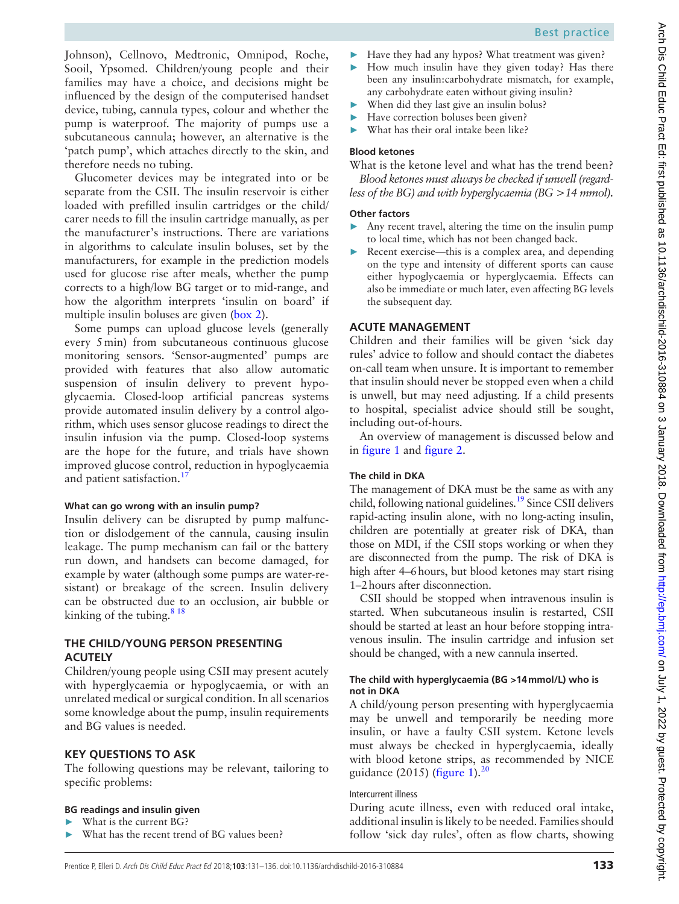Johnson), Cellnovo, Medtronic, Omnipod, Roche, Sooil, Ypsomed. Children/young people and their families may have a choice, and decisions might be influenced by the design of the computerised handset device, tubing, cannula types, colour and whether the pump is waterproof. The majority of pumps use a subcutaneous cannula; however, an alternative is the 'patch pump', which attaches directly to the skin, and therefore needs no tubing.

Glucometer devices may be integrated into or be separate from the CSII. The insulin reservoir is either loaded with prefilled insulin cartridges or the child/carer needs to fill the insulin cartridge manually, as per the manufacturer's instructions. There are variations in algorithms to calculate insulin boluses, set by the manufacturers, for example in the prediction models used for glucose rise after meals, whether the pump corrects to a high/low BG target or to mid-range, and how the algorithm interprets 'insulin on board' if multiple insulin boluses are given (box 2).

Some pumps can upload glucose levels (generally every 5 min) from subcutaneous continuous glucose monitoring sensors. 'Sensor-augmented' pumps are provided with features that also allow automatic suspension of insulin delivery to prevent hypoglycaemia. Closed-loop artificial pancreas systems provide automated insulin delivery by a control algorithm, which uses sensor glucose readings to direct the insulin infusion via the pump. Closed-loop systems are the hope for the future, and trials have shown improved glucose control, reduction in hypoglycaemia and patient satisfaction.[17]

#### What can go wrong with an insulin pump?

Insulin delivery can be disrupted by pump malfunction or dislodgement of the cannula, causing insulin leakage. The pump mechanism can fail or the battery run down, and handsets can become damaged, for example by water (although some pumps are water-resistant) or breakage of the screen. Insulin delivery can be obstructed due to an occlusion, air bubble or kinking of the tubing.[8,18]

## THE CHILD/YOUNG PERSON PRESENTING ACUTELY

Children/young people using CSII may present acutely with hyperglycaemia or hypoglycaemia, or with an unrelated medical or surgical condition. In all scenarios some knowledge about the pump, insulin requirements and BG values is needed.

## KEY QUESTIONS TO ASK

The following questions may be relevant, tailoring to specific problems:

#### BG readings and insulin given

- What is the current BG?
- What has the recent trend of BG values been?
- Have they had any hypos? What treatment was given?
- How much insulin have they given today? Has there been any insulin:carbohydrate mismatch, for example, any carbohydrate eaten without giving insulin?
- When did they last give an insulin bolus?
- Have correction boluses been given?
- What has their oral intake been like?

#### Blood ketones

What is the ketone level and what has the trend been?

*Blood ketones must always be checked if unwell (regardless of the BG) and with hyperglycaemia (BG >14 mmol).*

#### Other factors

- Any recent travel, altering the time on the insulin pump to local time, which has not been changed back.
- Recent exercise—this is a complex area, and depending on the type and intensity of different sports can cause either hypoglycaemia or hyperglycaemia. Effects can also be immediate or much later, even affecting BG levels the subsequent day.

## ACUTE MANAGEMENT

Children and their families will be given 'sick day rules' advice to follow and should contact the diabetes on-call team when unsure. It is important to remember that insulin should never be stopped even when a child is unwell, but may need adjusting. If a child presents to hospital, specialist advice should still be sought, including out-of-hours.

An overview of management is discussed below and in figure 1 and figure 2.

#### The child in DKA

The management of DKA must be the same as with any child, following national guidelines.[19] Since CSII delivers rapid-acting insulin alone, with no long-acting insulin, children are potentially at greater risk of DKA, than those on MDI, if the CSII stops working or when they are disconnected from the pump. The risk of DKA is high after 4–6 hours, but blood ketones may start rising 1–2 hours after disconnection.

CSII should be stopped when intravenous insulin is started. When subcutaneous insulin is restarted, CSII should be started at least an hour before stopping intravenous insulin. The insulin cartridge and infusion set should be changed, with a new cannula inserted.

#### The child with hyperglycaemia (BG >14 mmol/L) who is not in DKA

A child/young person presenting with hyperglycaemia may be unwell and temporarily be needing more insulin, or have a faulty CSII system. Ketone levels must always be checked in hyperglycaemia, ideally with blood ketone strips, as recommended by NICE guidance (2015) (figure 1).[20]

Intercurrent illness

During acute illness, even with reduced oral intake, additional insulin is likely to be needed. Families should follow 'sick day rules', often as flow charts, showing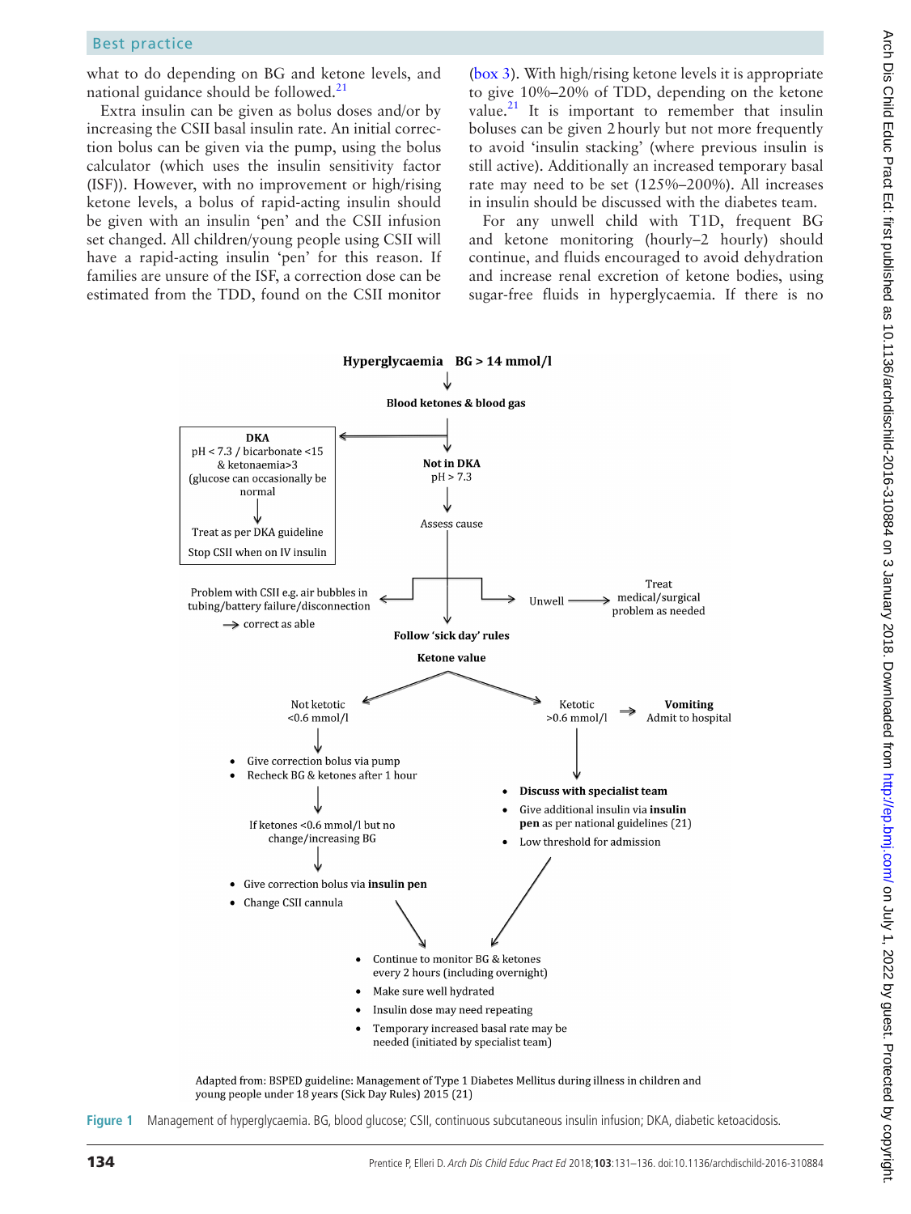what to do depending on BG and ketone levels, and national guidance should be followed.[21]

Extra insulin can be given as bolus doses and/or by increasing the CSII basal insulin rate. An initial correction bolus can be given via the pump, using the bolus calculator (which uses the insulin sensitivity factor (ISF)). However, with no improvement or high/rising ketone levels, a bolus of rapid-acting insulin should be given with an insulin 'pen' and the CSII infusion set changed. All children/young people using CSII will have a rapid-acting insulin 'pen' for this reason. If families are unsure of the ISF, a correction dose can be estimated from the TDD, found on the CSII monitor (box 3). With high/rising ketone levels it is appropriate to give 10%–20% of TDD, depending on the ketone value.[21] It is important to remember that insulin boluses can be given 2 hourly but not more frequently to avoid 'insulin stacking' (where previous insulin is still active). Additionally an increased temporary basal rate may need to be set (125%–200%). All increases in insulin should be discussed with the diabetes team.

For any unwell child with T1D, frequent BG and ketone monitoring (hourly–2 hourly) should continue, and fluids encouraged to avoid dehydration and increase renal excretion of ketone bodies, using sugar-free fluids in hyperglycaemia. If there is no

**Hyperglycaemia BG > 14 mmol/l**
↓
**Blood ketones & blood gas**

- **DKA**: pH < 7.3 / bicarbonate <15 & ketonaemia>3 (glucose can occasionally be normal)
  → Treat as per DKA guideline
  → Stop CSII when on IV insulin
- **Not in DKA**: pH > 7.3
  → Assess cause
  - Problem with CSII e.g. air bubbles in tubing/battery failure/disconnection → correct as able
  - Unwell → Treat medical/surgical problem as needed
  - **Follow 'sick day' rules**

**Ketone value**

- Not ketotic <0.6 mmol/l
  - Give correction bolus via pump
  - Recheck BG & ketones after 1 hour
  
  If ketones <0.6 mmol/l but no change/increasing BG
  - Give correction bolus via **insulin pen**
  - Change CSII cannula
- Ketotic >0.6 mmol/l → **Vomiting** Admit to hospital
  - **Discuss with specialist team**
  - Give additional insulin via **insulin pen** as per national guidelines (21)
  - Low threshold for admission

Then:
- Continue to monitor BG & ketones every 2 hours (including overnight)
- Make sure well hydrated
- Insulin dose may need repeating
- Temporary increased basal rate may be needed (initiated by specialist team)

Adapted from: BSPED guideline: Management of Type 1 Diabetes Mellitus during illness in children and young people under 18 years (Sick Day Rules) 2015 (21)

**Figure 1** Management of hyperglycaemia. BG, blood glucose; CSII, continuous subcutaneous insulin infusion; DKA, diabetic ketoacidosis.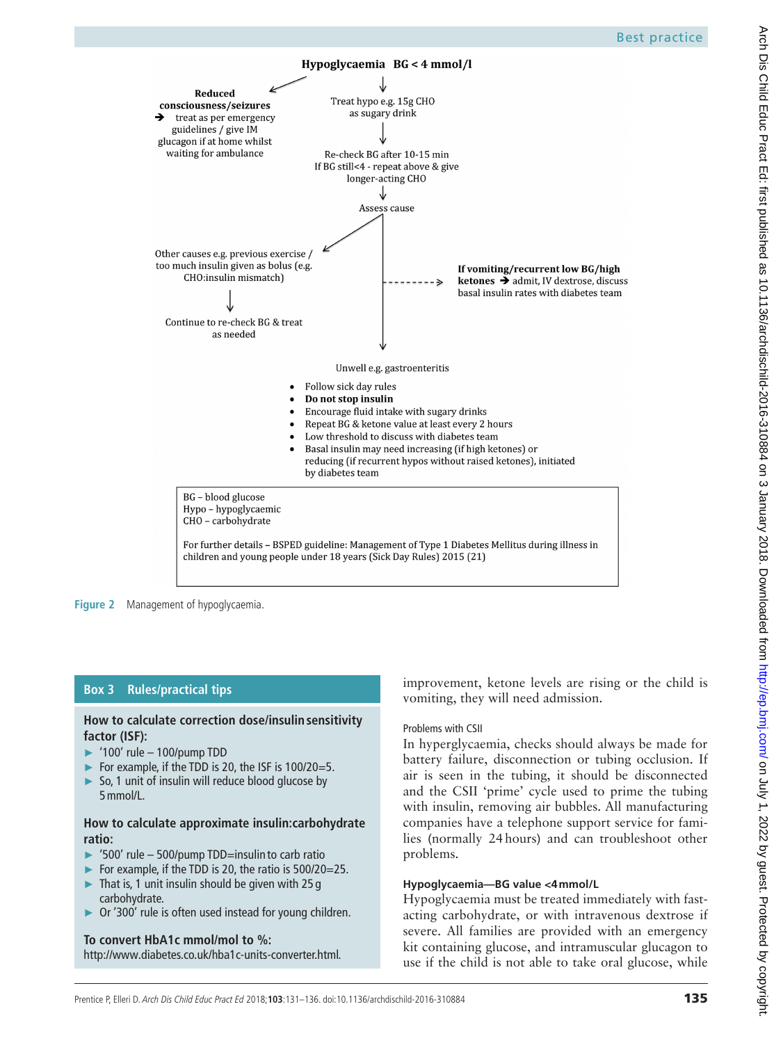Hypoglycaemia BG < 4 mmol/l

Reduced consciousness/seizures → treat as per emergency guidelines / give IM glucagon if at home whilst waiting for ambulance

Treat hypo e.g. 15g CHO as sugary drink

Re-check BG after 10-15 min
If BG still<4 - repeat above & give longer-acting CHO

Assess cause

Other causes e.g. previous exercise / too much insulin given as bolus (e.g. CHO:insulin mismatch)

Continue to re-check BG & treat as needed

**If vomiting/recurrent low BG/high ketones** → admit, IV dextrose, discuss basal insulin rates with diabetes team

Unwell e.g. gastroenteritis

- Follow sick day rules
- **Do not stop insulin**
- Encourage fluid intake with sugary drinks
- Repeat BG & ketone value at least every 2 hours
- Low threshold to discuss with diabetes team
- Basal insulin may need increasing (if high ketones) or reducing (if recurrent hypos without raised ketones), initiated by diabetes team

BG – blood glucose
Hypo – hypoglycaemic
CHO – carbohydrate

For further details – BSPED guideline: Management of Type 1 Diabetes Mellitus during illness in children and young people under 18 years (Sick Day Rules) 2015 (21)

**Figure 2** Management of hypoglycaemia.

## Box 3 Rules/practical tips

**How to calculate correction dose/insulin sensitivity factor (ISF):**

- '100' rule – 100/pump TDD
- For example, if the TDD is 20, the ISF is 100/20=5.
- So, 1 unit of insulin will reduce blood glucose by 5 mmol/L.

**How to calculate approximate insulin:carbohydrate ratio:**

- '500' rule – 500/pump TDD=insulin to carb ratio
- For example, if the TDD is 20, the ratio is 500/20=25.
- That is, 1 unit insulin should be given with 25 g carbohydrate.
- Or '300' rule is often used instead for young children.

**To convert HbA1c mmol/mol to %:**
http://www.diabetes.co.uk/hba1c-units-converter.html.

improvement, ketone levels are rising or the child is vomiting, they will need admission.

### Problems with CSII

In hyperglycaemia, checks should always be made for battery failure, disconnection or tubing occlusion. If air is seen in the tubing, it should be disconnected and the CSII 'prime' cycle used to prime the tubing with insulin, removing air bubbles. All manufacturing companies have a telephone support service for families (normally 24 hours) and can troubleshoot other problems.

### Hypoglycaemia—BG value <4 mmol/L

Hypoglycaemia must be treated immediately with fast-acting carbohydrate, or with intravenous dextrose if severe. All families are provided with an emergency kit containing glucose, and intramuscular glucagon to use if the child is not able to take oral glucose, while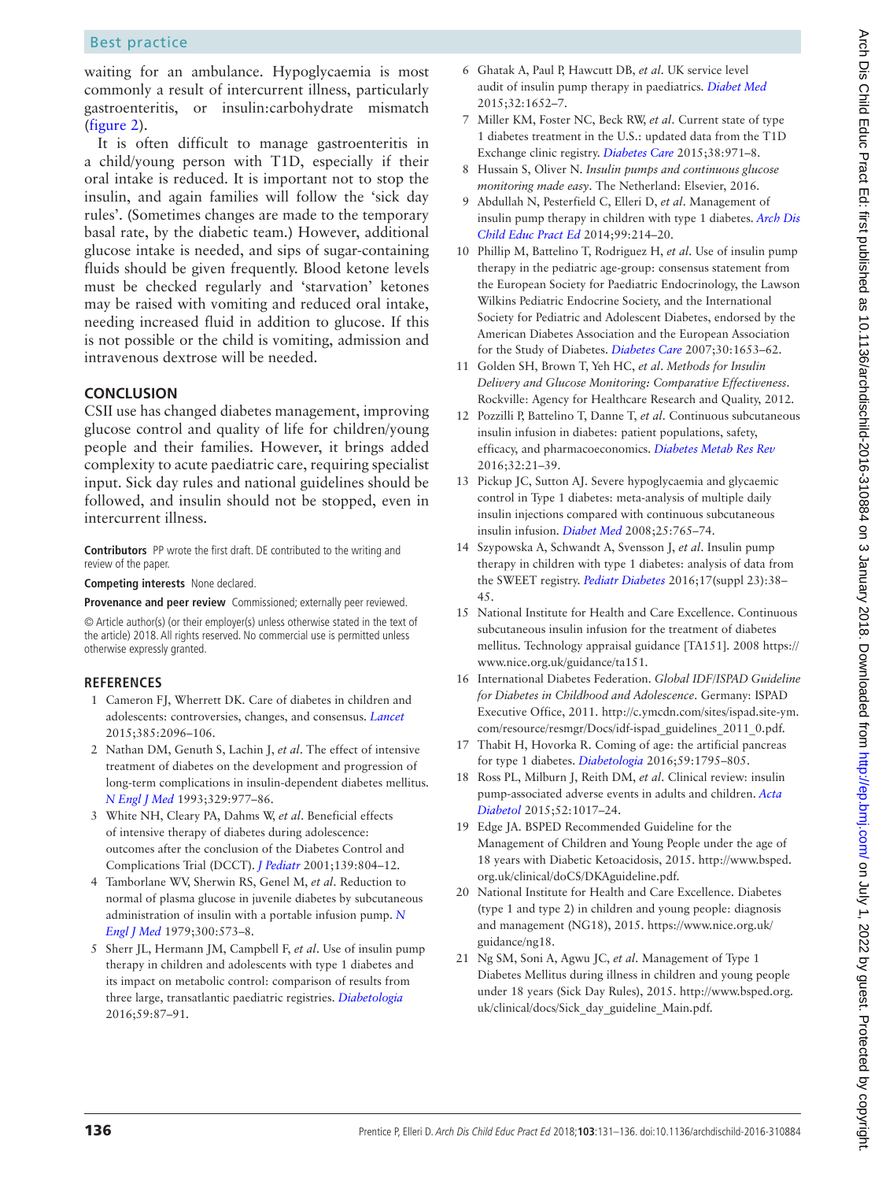waiting for an ambulance. Hypoglycaemia is most commonly a result of intercurrent illness, particularly gastroenteritis, or insulin:carbohydrate mismatch (figure 2).

It is often difficult to manage gastroenteritis in a child/young person with T1D, especially if their oral intake is reduced. It is important not to stop the insulin, and again families will follow the 'sick day rules'. (Sometimes changes are made to the temporary basal rate, by the diabetic team.) However, additional glucose intake is needed, and sips of sugar-containing fluids should be given frequently. Blood ketone levels must be checked regularly and 'starvation' ketones may be raised with vomiting and reduced oral intake, needing increased fluid in addition to glucose. If this is not possible or the child is vomiting, admission and intravenous dextrose will be needed.

## CONCLUSION

CSII use has changed diabetes management, improving glucose control and quality of life for children/young people and their families. However, it brings added complexity to acute paediatric care, requiring specialist input. Sick day rules and national guidelines should be followed, and insulin should not be stopped, even in intercurrent illness.

**Contributors** PP wrote the first draft. DE contributed to the writing and review of the paper.

**Competing interests** None declared.

**Provenance and peer review** Commissioned; externally peer reviewed.

© Article author(s) (or their employer(s) unless otherwise stated in the text of the article) 2018. All rights reserved. No commercial use is permitted unless otherwise expressly granted.

## REFERENCES

1. Cameron FJ, Wherrett DK. Care of diabetes in children and adolescents: controversies, changes, and consensus. *Lancet* 2015;385:2096–106.
2. Nathan DM, Genuth S, Lachin J, *et al*. The effect of intensive treatment of diabetes on the development and progression of long-term complications in insulin-dependent diabetes mellitus. *N Engl J Med* 1993;329:977–86.
3. White NH, Cleary PA, Dahms W, *et al*. Beneficial effects of intensive therapy of diabetes during adolescence: outcomes after the conclusion of the Diabetes Control and Complications Trial (DCCT). *J Pediatr* 2001;139:804–12.
4. Tamborlane WV, Sherwin RS, Genel M, *et al*. Reduction to normal of plasma glucose in juvenile diabetes by subcutaneous administration of insulin with a portable infusion pump. *N Engl J Med* 1979;300:573–8.
5. Sherr JL, Hermann JM, Campbell F, *et al*. Use of insulin pump therapy in children and adolescents with type 1 diabetes and its impact on metabolic control: comparison of results from three large, transatlantic paediatric registries. *Diabetologia* 2016;59:87–91.
6. Ghatak A, Paul P, Hawcutt DB, *et al*. UK service level audit of insulin pump therapy in paediatrics. *Diabet Med* 2015;32:1652–7.
7. Miller KM, Foster NC, Beck RW, *et al*. Current state of type 1 diabetes treatment in the U.S.: updated data from the T1D Exchange clinic registry. *Diabetes Care* 2015;38:971–8.
8. Hussain S, Oliver N. *Insulin pumps and continuous glucose monitoring made easy*. The Netherland: Elsevier, 2016.
9. Abdullah N, Pesterfield C, Elleri D, *et al*. Management of insulin pump therapy in children with type 1 diabetes. *Arch Dis Child Educ Pract Ed* 2014;99:214–20.
10. Phillip M, Battelino T, Rodriguez H, *et al*. Use of insulin pump therapy in the pediatric age-group: consensus statement from the European Society for Paediatric Endocrinology, the Lawson Wilkins Pediatric Endocrine Society, and the International Society for Pediatric and Adolescent Diabetes, endorsed by the American Diabetes Association and the European Association for the Study of Diabetes. *Diabetes Care* 2007;30:1653–62.
11. Golden SH, Brown T, Yeh HC, *et al*. *Methods for Insulin Delivery and Glucose Monitoring: Comparative Effectiveness*. Rockville: Agency for Healthcare Research and Quality, 2012.
12. Pozzilli P, Battelino T, Danne T, *et al*. Continuous subcutaneous insulin infusion in diabetes: patient populations, safety, efficacy, and pharmacoeconomics. *Diabetes Metab Res Rev* 2016;32:21–39.
13. Pickup JC, Sutton AJ. Severe hypoglycaemia and glycaemic control in Type 1 diabetes: meta-analysis of multiple daily insulin injections compared with continuous subcutaneous insulin infusion. *Diabet Med* 2008;25:765–74.
14. Szypowska A, Schwandt A, Svensson J, *et al*. Insulin pump therapy in children with type 1 diabetes: analysis of data from the SWEET registry. *Pediatr Diabetes* 2016;17(suppl 23):38–45.
15. National Institute for Health and Care Excellence. Continuous subcutaneous insulin infusion for the treatment of diabetes mellitus. Technology appraisal guidance [TA151]. 2008 https://www.nice.org.uk/guidance/ta151.
16. International Diabetes Federation. *Global IDF/ISPAD Guideline for Diabetes in Childhood and Adolescence*. Germany: ISPAD Executive Office, 2011. http://c.ymcdn.com/sites/ispad.site-ym.com/resource/resmgr/Docs/idf-ispad_guidelines_2011_0.pdf.
17. Thabit H, Hovorka R. Coming of age: the artificial pancreas for type 1 diabetes. *Diabetologia* 2016;59:1795–805.
18. Ross PL, Milburn J, Reith DM, *et al*. Clinical review: insulin pump-associated adverse events in adults and children. *Acta Diabetol* 2015;52:1017–24.
19. Edge JA. BSPED Recommended Guideline for the Management of Children and Young People under the age of 18 years with Diabetic Ketoacidosis, 2015. http://www.bsped.org.uk/clinical/doCS/DKAguideline.pdf.
20. National Institute for Health and Care Excellence. Diabetes (type 1 and type 2) in children and young people: diagnosis and management (NG18), 2015. https://www.nice.org.uk/guidance/ng18.
21. Ng SM, Soni A, Agwu JC, *et al*. Management of Type 1 Diabetes Mellitus during illness in children and young people under 18 years (Sick Day Rules), 2015. http://www.bsped.org.uk/clinical/docs/Sick_day_guideline_Main.pdf.